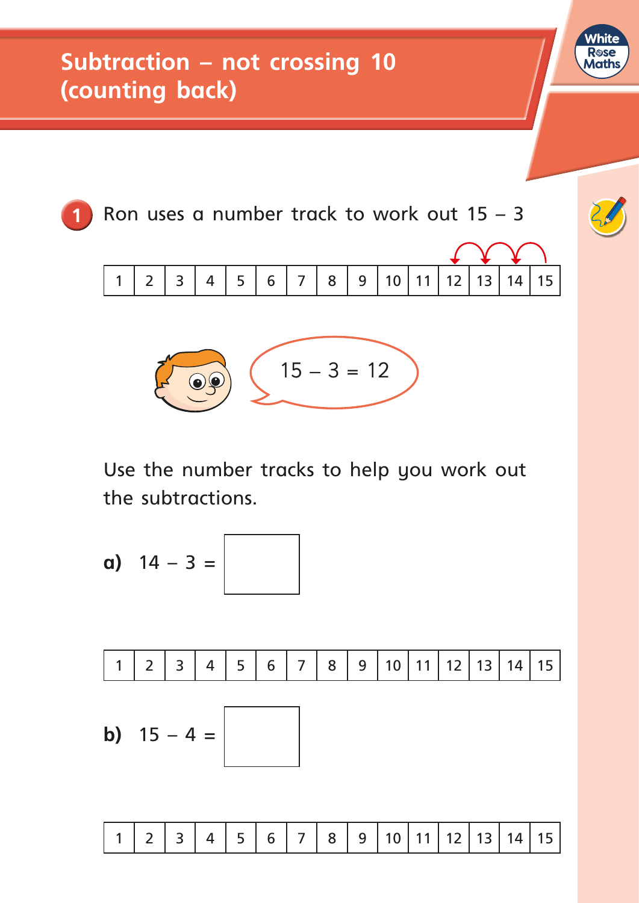# Subtraction – not crossing 10 (counting back)

**1** Ron uses a number track to work out 15 – 3

| 1 | 2 | 3 | 4 | 5 | 6 | 7 | 8 | 9 | 10 | 11 | 12 | 13 | 14 | 15 |
|---|---|---|---|---|---|---|---|---|---|---|---|---|---|---|

15 – 3 = 12

Use the number tracks to help you work out the subtractions.

**a)** 14 – 3 = ☐

| 1 | 2 | 3 | 4 | 5 | 6 | 7 | 8 | 9 | 10 | 11 | 12 | 13 | 14 | 15 |
|---|---|---|---|---|---|---|---|---|---|---|---|---|---|---|

**b)** 15 – 4 = ☐

| 1 | 2 | 3 | 4 | 5 | 6 | 7 | 8 | 9 | 10 | 11 | 12 | 13 | 14 | 15 |
|---|---|---|---|---|---|---|---|---|---|---|---|---|---|---|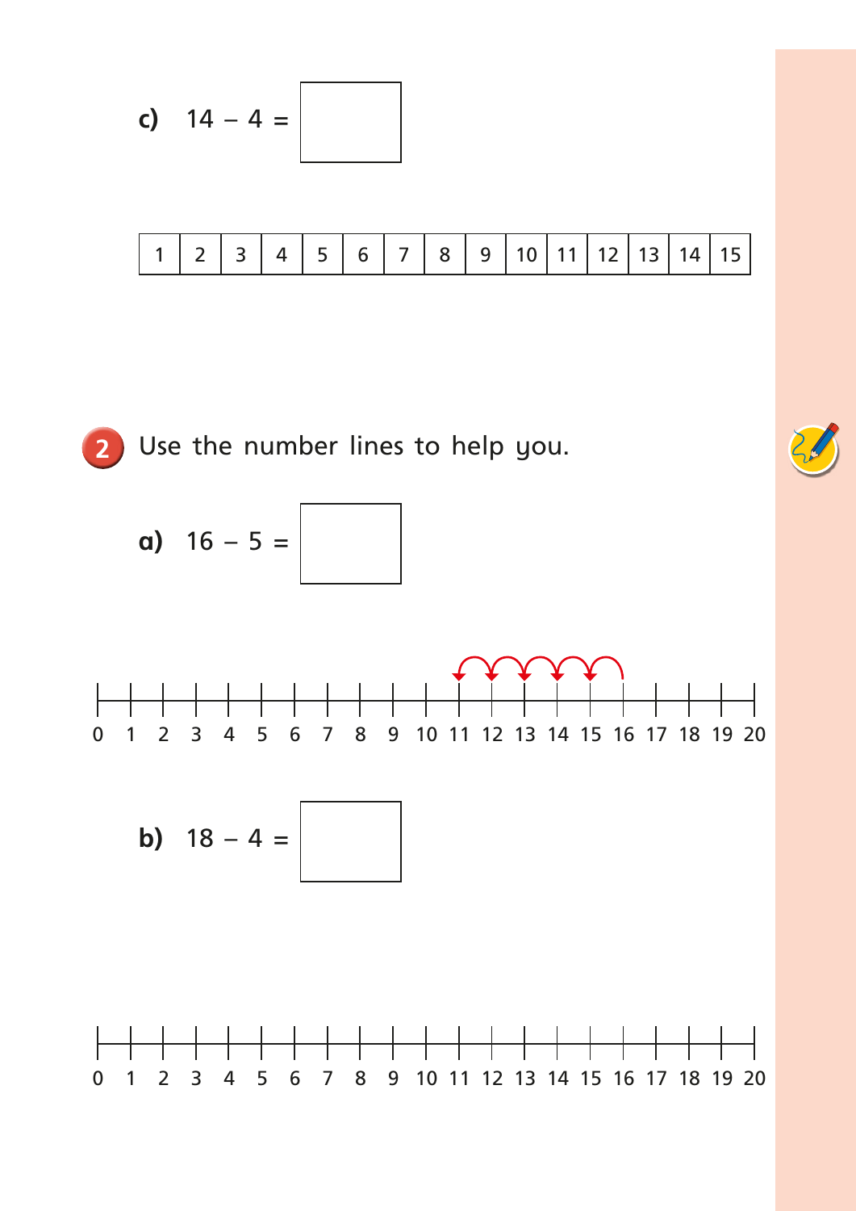**c)** $14 - 4 =$ ☐

| 1 | 2 | 3 | 4 | 5 | 6 | 7 | 8 | 9 | 10 | 11 | 12 | 13 | 14 | 15 |
|---|---|---|---|---|---|---|---|---|---|---|---|---|---|---|

**2** Use the number lines to help you.

**a)** $16 - 5 =$ ☐

0 1 2 3 4 5 6 7 8 9 10 11 12 13 14 15 16 17 18 19 20

**b)** $18 - 4 =$ ☐

0 1 2 3 4 5 6 7 8 9 10 11 12 13 14 15 16 17 18 19 20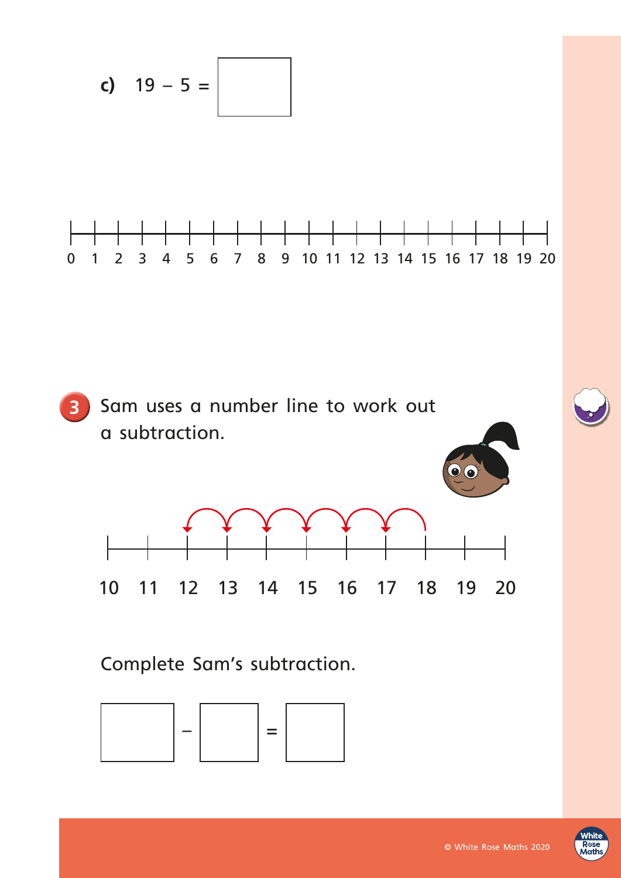**c)** $19 - 5 =$ ☐

0 1 2 3 4 5 6 7 8 9 10 11 12 13 14 15 16 17 18 19 20

**3** Sam uses a number line to work out a subtraction.

10 11 12 13 14 15 16 17 18 19 20

Complete Sam's subtraction.

☐ $-$ ☐ $=$ ☐